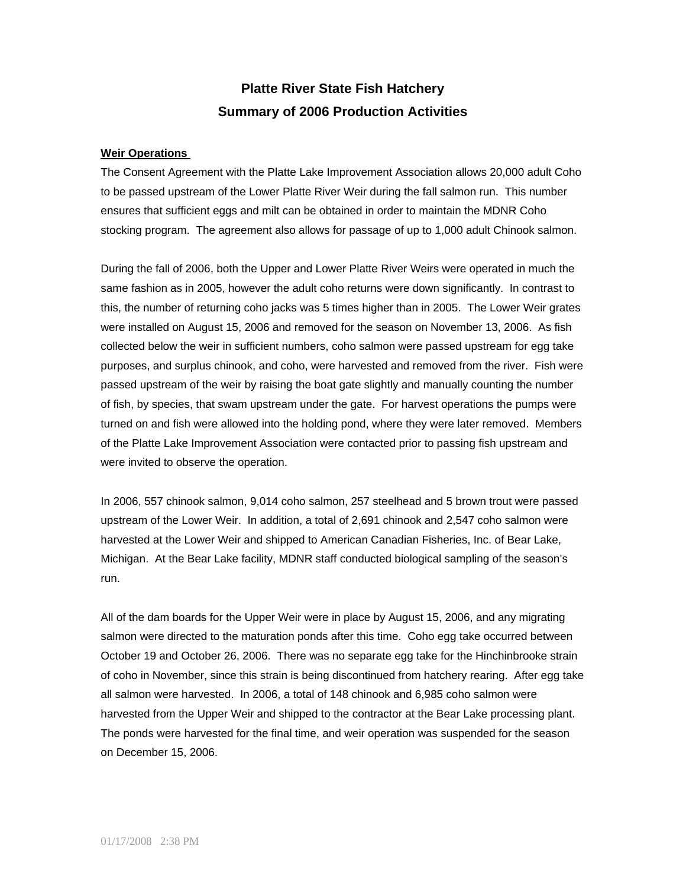# Platte River State Fish Hatchery
# Summary of 2006 Production Activities

**Weir Operations**

The Consent Agreement with the Platte Lake Improvement Association allows 20,000 adult Coho to be passed upstream of the Lower Platte River Weir during the fall salmon run. This number ensures that sufficient eggs and milt can be obtained in order to maintain the MDNR Coho stocking program. The agreement also allows for passage of up to 1,000 adult Chinook salmon.

During the fall of 2006, both the Upper and Lower Platte River Weirs were operated in much the same fashion as in 2005, however the adult coho returns were down significantly. In contrast to this, the number of returning coho jacks was 5 times higher than in 2005. The Lower Weir grates were installed on August 15, 2006 and removed for the season on November 13, 2006. As fish collected below the weir in sufficient numbers, coho salmon were passed upstream for egg take purposes, and surplus chinook, and coho, were harvested and removed from the river. Fish were passed upstream of the weir by raising the boat gate slightly and manually counting the number of fish, by species, that swam upstream under the gate. For harvest operations the pumps were turned on and fish were allowed into the holding pond, where they were later removed. Members of the Platte Lake Improvement Association were contacted prior to passing fish upstream and were invited to observe the operation.

In 2006, 557 chinook salmon, 9,014 coho salmon, 257 steelhead and 5 brown trout were passed upstream of the Lower Weir. In addition, a total of 2,691 chinook and 2,547 coho salmon were harvested at the Lower Weir and shipped to American Canadian Fisheries, Inc. of Bear Lake, Michigan. At the Bear Lake facility, MDNR staff conducted biological sampling of the season's run.

All of the dam boards for the Upper Weir were in place by August 15, 2006, and any migrating salmon were directed to the maturation ponds after this time. Coho egg take occurred between October 19 and October 26, 2006. There was no separate egg take for the Hinchinbrooke strain of coho in November, since this strain is being discontinued from hatchery rearing. After egg take all salmon were harvested. In 2006, a total of 148 chinook and 6,985 coho salmon were harvested from the Upper Weir and shipped to the contractor at the Bear Lake processing plant. The ponds were harvested for the final time, and weir operation was suspended for the season on December 15, 2006.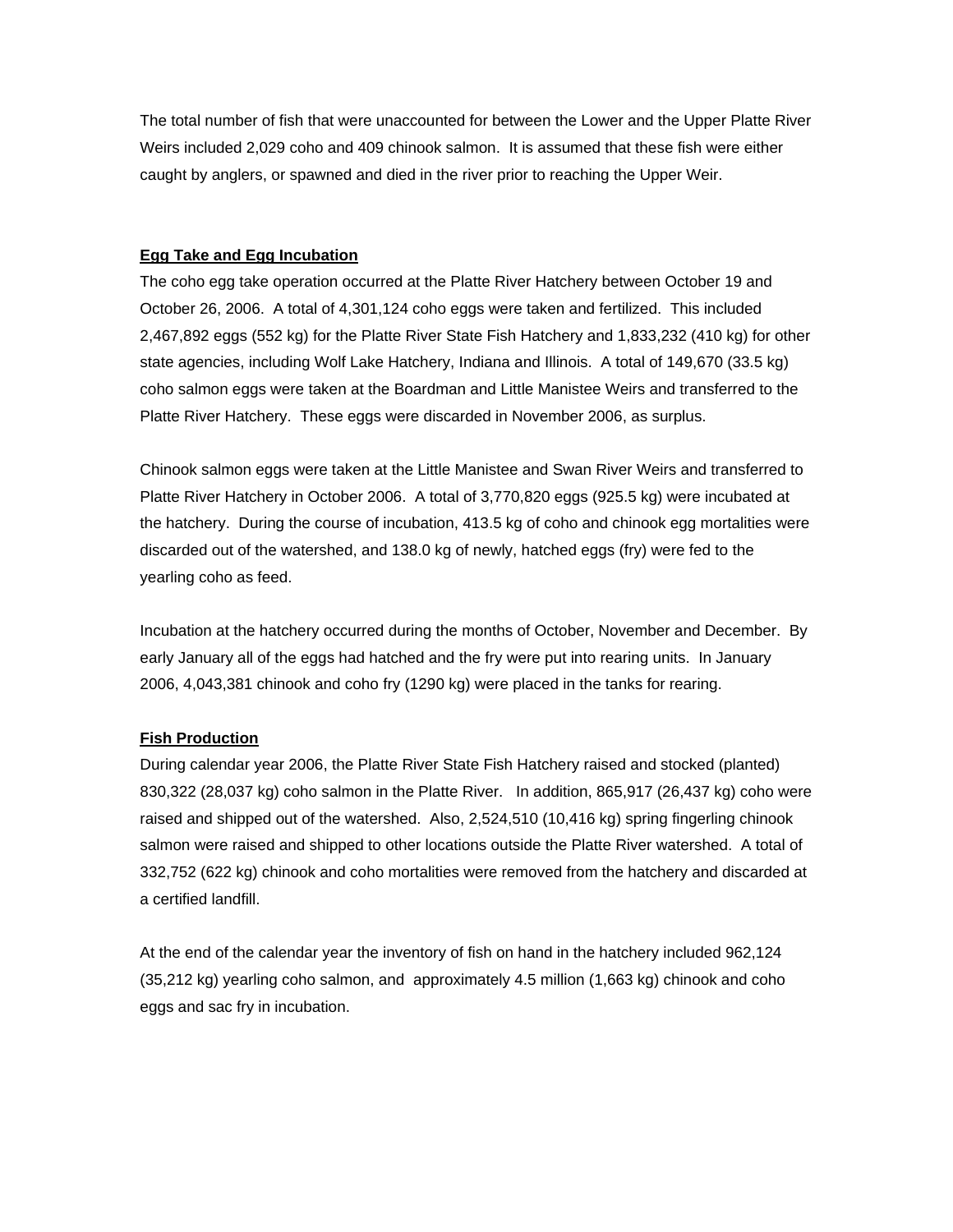The total number of fish that were unaccounted for between the Lower and the Upper Platte River Weirs included 2,029 coho and 409 chinook salmon. It is assumed that these fish were either caught by anglers, or spawned and died in the river prior to reaching the Upper Weir.

## Egg Take and Egg Incubation

The coho egg take operation occurred at the Platte River Hatchery between October 19 and October 26, 2006. A total of 4,301,124 coho eggs were taken and fertilized. This included 2,467,892 eggs (552 kg) for the Platte River State Fish Hatchery and 1,833,232 (410 kg) for other state agencies, including Wolf Lake Hatchery, Indiana and Illinois. A total of 149,670 (33.5 kg) coho salmon eggs were taken at the Boardman and Little Manistee Weirs and transferred to the Platte River Hatchery. These eggs were discarded in November 2006, as surplus.

Chinook salmon eggs were taken at the Little Manistee and Swan River Weirs and transferred to Platte River Hatchery in October 2006. A total of 3,770,820 eggs (925.5 kg) were incubated at the hatchery. During the course of incubation, 413.5 kg of coho and chinook egg mortalities were discarded out of the watershed, and 138.0 kg of newly, hatched eggs (fry) were fed to the yearling coho as feed.

Incubation at the hatchery occurred during the months of October, November and December. By early January all of the eggs had hatched and the fry were put into rearing units. In January 2006, 4,043,381 chinook and coho fry (1290 kg) were placed in the tanks for rearing.

## Fish Production

During calendar year 2006, the Platte River State Fish Hatchery raised and stocked (planted) 830,322 (28,037 kg) coho salmon in the Platte River. In addition, 865,917 (26,437 kg) coho were raised and shipped out of the watershed. Also, 2,524,510 (10,416 kg) spring fingerling chinook salmon were raised and shipped to other locations outside the Platte River watershed. A total of 332,752 (622 kg) chinook and coho mortalities were removed from the hatchery and discarded at a certified landfill.

At the end of the calendar year the inventory of fish on hand in the hatchery included 962,124 (35,212 kg) yearling coho salmon, and approximately 4.5 million (1,663 kg) chinook and coho eggs and sac fry in incubation.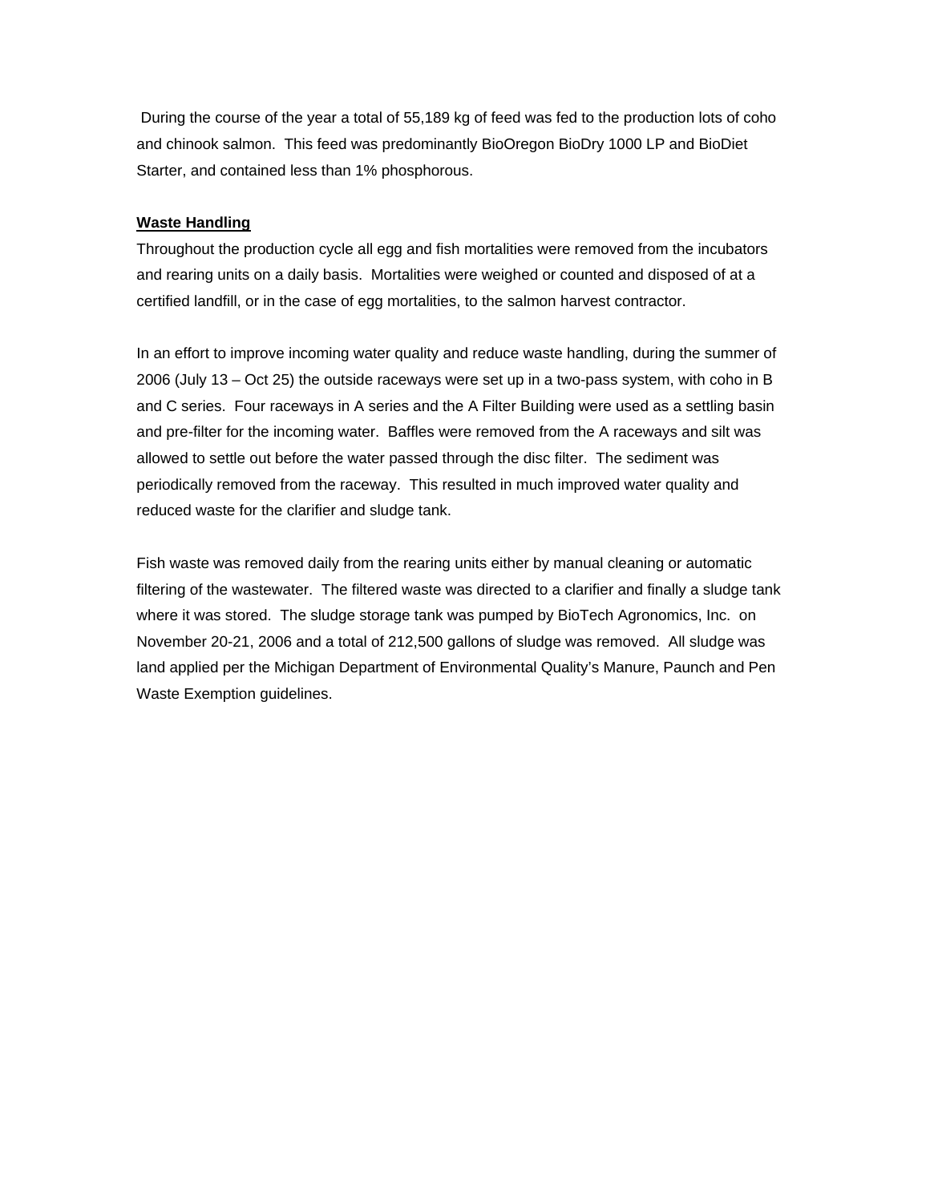During the course of the year a total of 55,189 kg of feed was fed to the production lots of coho and chinook salmon. This feed was predominantly BioOregon BioDry 1000 LP and BioDiet Starter, and contained less than 1% phosphorous.

**Waste Handling**

Throughout the production cycle all egg and fish mortalities were removed from the incubators and rearing units on a daily basis. Mortalities were weighed or counted and disposed of at a certified landfill, or in the case of egg mortalities, to the salmon harvest contractor.

In an effort to improve incoming water quality and reduce waste handling, during the summer of 2006 (July 13 – Oct 25) the outside raceways were set up in a two-pass system, with coho in B and C series. Four raceways in A series and the A Filter Building were used as a settling basin and pre-filter for the incoming water. Baffles were removed from the A raceways and silt was allowed to settle out before the water passed through the disc filter. The sediment was periodically removed from the raceway. This resulted in much improved water quality and reduced waste for the clarifier and sludge tank.

Fish waste was removed daily from the rearing units either by manual cleaning or automatic filtering of the wastewater. The filtered waste was directed to a clarifier and finally a sludge tank where it was stored. The sludge storage tank was pumped by BioTech Agronomics, Inc. on November 20-21, 2006 and a total of 212,500 gallons of sludge was removed. All sludge was land applied per the Michigan Department of Environmental Quality's Manure, Paunch and Pen Waste Exemption guidelines.